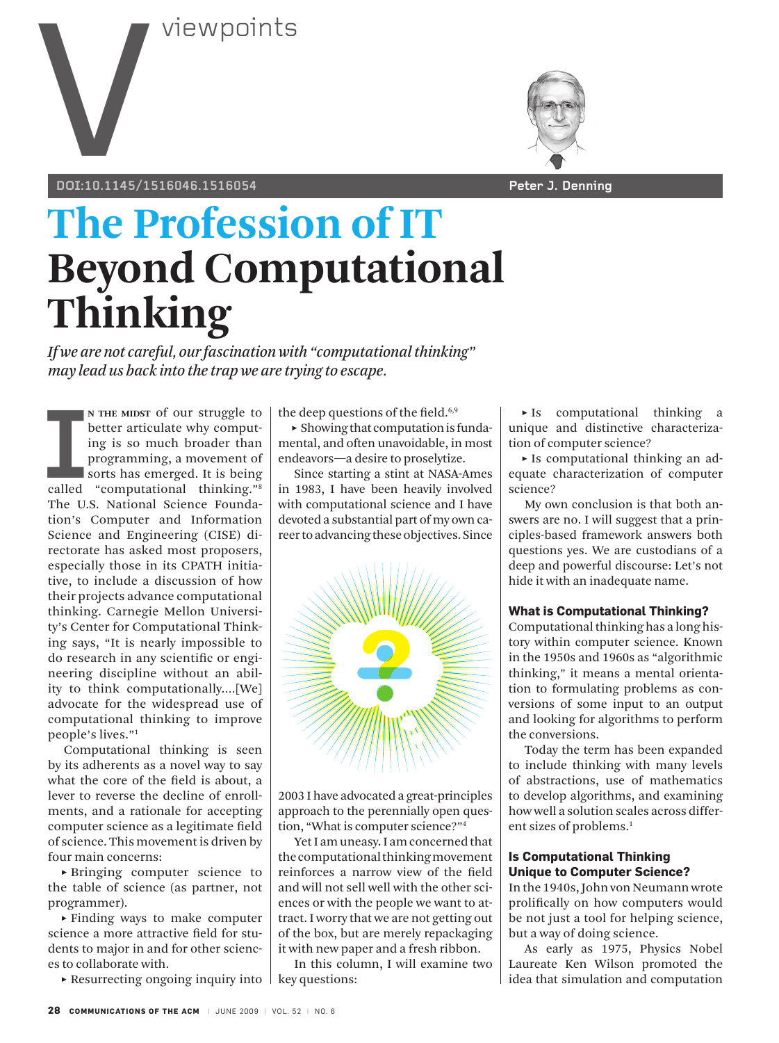viewpoints

DOI:10.1145/1516046.1516054

Peter J. Denning

# The Profession of IT
# Beyond Computational Thinking

*If we are not careful, our fascination with "computational thinking" may lead us back into the trap we are trying to escape.*

In the midst of our struggle to better articulate why computing is so much broader than programming, a movement of sorts has emerged. It is being called "computational thinking."[8] The U.S. National Science Foundation's Computer and Information Science and Engineering (CISE) directorate has asked most proposers, especially those in its CPATH initiative, to include a discussion of how their projects advance computational thinking. Carnegie Mellon University's Center for Computational Thinking says, "It is nearly impossible to do research in any scientific or engineering discipline without an ability to think computationally....[We] advocate for the widespread use of computational thinking to improve people's lives."[1]

Computational thinking is seen by its adherents as a novel way to say what the core of the field is about, a lever to reverse the decline of enrollments, and a rationale for accepting computer science as a legitimate field of science. This movement is driven by four main concerns:

- Bringing computer science to the table of science (as partner, not programmer).
- Finding ways to make computer science a more attractive field for students to major in and for other sciences to collaborate with.
- Resurrecting ongoing inquiry into the deep questions of the field.[6,9]
- Showing that computation is fundamental, and often unavoidable, in most endeavors—a desire to proselytize.

Since starting a stint at NASA-Ames in 1983, I have been heavily involved with computational science and I have devoted a substantial part of my own career to advancing these objectives. Since 2003 I have advocated a great-principles approach to the perennially open question, "What is computer science?"[4]

Yet I am uneasy. I am concerned that the computational thinking movement reinforces a narrow view of the field and will not sell well with the other sciences or with the people we want to attract. I worry that we are not getting out of the box, but are merely repackaging it with new paper and a fresh ribbon.

In this column, I will examine two key questions:

- Is computational thinking a unique and distinctive characterization of computer science?
- Is computational thinking an adequate characterization of computer science?

My own conclusion is that both answers are no. I will suggest that a principles-based framework answers both questions yes. We are custodians of a deep and powerful discourse: Let's not hide it with an inadequate name.

### What is Computational Thinking?

Computational thinking has a long history within computer science. Known in the 1950s and 1960s as "algorithmic thinking," it means a mental orientation to formulating problems as conversions of some input to an output and looking for algorithms to perform the conversions.

Today the term has been expanded to include thinking with many levels of abstractions, use of mathematics to develop algorithms, and examining how well a solution scales across different sizes of problems.[1]

### Is Computational Thinking Unique to Computer Science?

In the 1940s, John von Neumann wrote prolifically on how computers would be not just a tool for helping science, but a way of doing science.

As early as 1975, Physics Nobel Laureate Ken Wilson promoted the idea that simulation and computation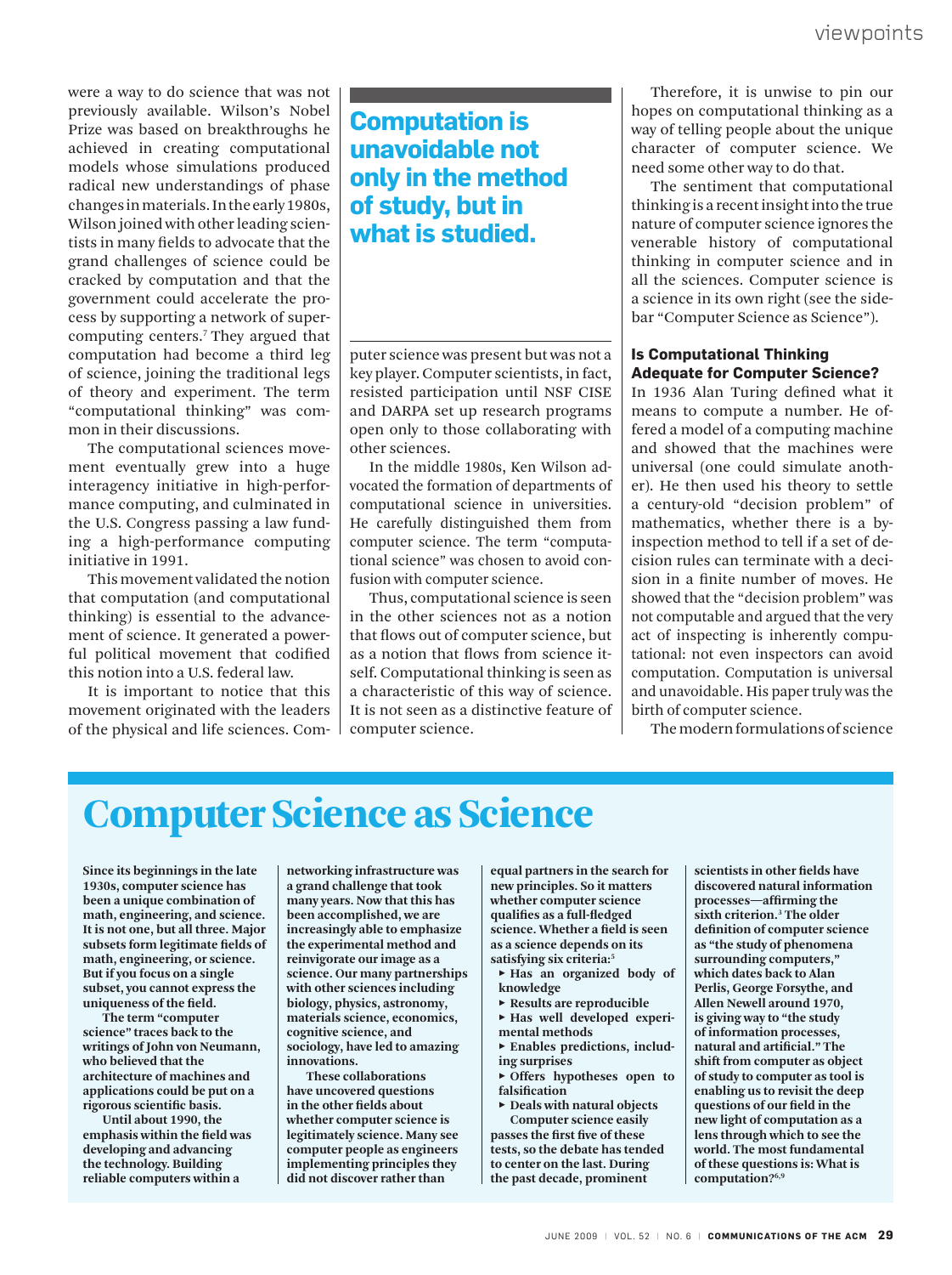were a way to do science that was not previously available. Wilson's Nobel Prize was based on breakthroughs he achieved in creating computational models whose simulations produced radical new understandings of phase changes in materials. In the early 1980s, Wilson joined with other leading scientists in many fields to advocate that the grand challenges of science could be cracked by computation and that the government could accelerate the process by supporting a network of supercomputing centers.[7] They argued that computation had become a third leg of science, joining the traditional legs of theory and experiment. The term "computational thinking" was common in their discussions.

The computational sciences movement eventually grew into a huge interagency initiative in high-performance computing, and culminated in the U.S. Congress passing a law funding a high-performance computing initiative in 1991.

This movement validated the notion that computation (and computational thinking) is essential to the advancement of science. It generated a powerful political movement that codified this notion into a U.S. federal law.

It is important to notice that this movement originated with the leaders of the physical and life sciences. Computer science was present but was not a key player. Computer scientists, in fact, resisted participation until NSF CISE and DARPA set up research programs open only to those collaborating with other sciences.

**Computation is unavoidable not only in the method of study, but in what is studied.**

In the middle 1980s, Ken Wilson advocated the formation of departments of computational science in universities. He carefully distinguished them from computer science. The term "computational science" was chosen to avoid confusion with computer science.

Thus, computational science is seen in the other sciences not as a notion that flows out of computer science, but as a notion that flows from science itself. Computational thinking is seen as a characteristic of this way of science. It is not seen as a distinctive feature of computer science.

Therefore, it is unwise to pin our hopes on computational thinking as a way of telling people about the unique character of computer science. We need some other way to do that.

The sentiment that computational thinking is a recent insight into the true nature of computer science ignores the venerable history of computational thinking in computer science and in all the sciences. Computer science is a science in its own right (see the sidebar "Computer Science as Science").

### Is Computational Thinking Adequate for Computer Science?

In 1936 Alan Turing defined what it means to compute a number. He offered a model of a computing machine and showed that the machines were universal (one could simulate another). He then used his theory to settle a century-old "decision problem" of mathematics, whether there is a by-inspection method to tell if a set of decision rules can terminate with a decision in a finite number of moves. He showed that the "decision problem" was not computable and argued that the very act of inspecting is inherently computational: not even inspectors can avoid computation. Computation is universal and unavoidable. His paper truly was the birth of computer science.

The modern formulations of science

## Computer Science as Science

**Since its beginnings in the late 1930s, computer science has been a unique combination of math, engineering, and science. It is not one, but all three. Major subsets form legitimate fields of math, engineering, or science. But if you focus on a single subset, you cannot express the uniqueness of the field.**

**The term "computer science" traces back to the writings of John von Neumann, who believed that the architecture of machines and applications could be put on a rigorous scientific basis.**

**Until about 1990, the emphasis within the field was developing and advancing the technology. Building reliable computers within a networking infrastructure was a grand challenge that took many years. Now that this has been accomplished, we are increasingly able to emphasize the experimental method and reinvigorate our image as a science. Our many partnerships with other sciences including biology, physics, astronomy, materials science, economics, cognitive science, and sociology, have led to amazing innovations.**

**These collaborations have uncovered questions in the other fields about whether computer science is legitimately science. Many see computer people as engineers implementing principles they did not discover rather than equal partners in the search for new principles. So it matters whether computer science qualifies as a full-fledged science. Whether a field is seen as a science depends on its satisfying six criteria:[5]**

- **Has an organized body of knowledge**
- **Results are reproducible**
- **Has well developed experimental methods**
- **Enables predictions, including surprises**
- **Offers hypotheses open to falsification**
- **Deals with natural objects**

**Computer science easily passes the first five of these tests, so the debate has tended to center on the last. During the past decade, prominent scientists in other fields have discovered natural information processes—affirming the sixth criterion.[3] The older definition of computer science as "the study of phenomena surrounding computers," which dates back to Alan Perlis, George Forsythe, and Allen Newell around 1970, is giving way to "the study of information processes, natural and artificial." The shift from computer as object of study to computer as tool is enabling us to revisit the deep questions of our field in the new light of computation as a lens through which to see the world. The most fundamental of these questions is: What is computation?[6,9]**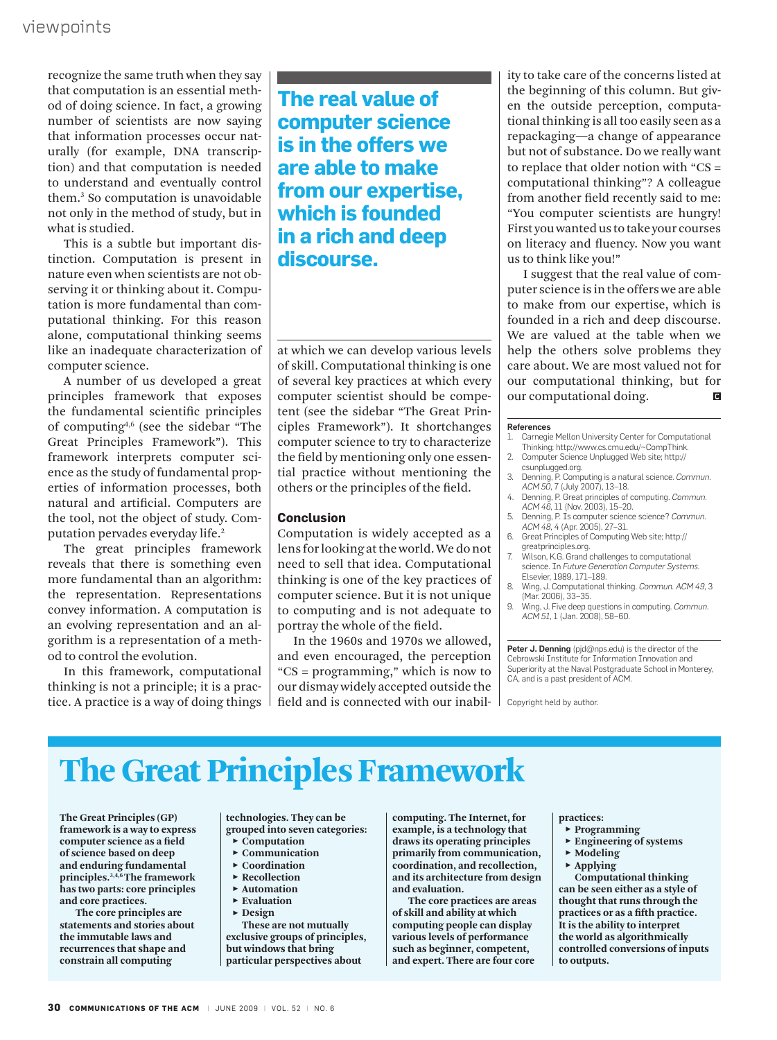recognize the same truth when they say that computation is an essential method of doing science. In fact, a growing number of scientists are now saying that information processes occur naturally (for example, DNA transcription) and that computation is needed to understand and eventually control them.[3] So computation is unavoidable not only in the method of study, but in what is studied.

This is a subtle but important distinction. Computation is present in nature even when scientists are not observing it or thinking about it. Computation is more fundamental than computational thinking. For this reason alone, computational thinking seems like an inadequate characterization of computer science.

A number of us developed a great principles framework that exposes the fundamental scientific principles of computing[4,6] (see the sidebar "The Great Principles Framework"). This framework interprets computer science as the study of fundamental properties of information processes, both natural and artificial. Computers are the tool, not the object of study. Computation pervades everyday life.[2]

The great principles framework reveals that there is something even more fundamental than an algorithm: the representation. Representations convey information. A computation is an evolving representation and an algorithm is a representation of a method to control the evolution.

In this framework, computational thinking is not a principle; it is a practice. A practice is a way of doing things at which we can develop various levels of skill. Computational thinking is one of several key practices at which every computer scientist should be competent (see the sidebar "The Great Principles Framework"). It shortchanges computer science to try to characterize the field by mentioning only one essential practice without mentioning the others or the principles of the field.

**The real value of computer science is in the offers we are able to make from our expertise, which is founded in a rich and deep discourse.**

## Conclusion

Computation is widely accepted as a lens for looking at the world. We do not need to sell that idea. Computational thinking is one of the key practices of computer science. But it is not unique to computing and is not adequate to portray the whole of the field.

In the 1960s and 1970s we allowed, and even encouraged, the perception "CS = programming," which is now to our dismay widely accepted outside the field and is connected with our inability to take care of the concerns listed at the beginning of this column. But given the outside perception, computational thinking is all too easily seen as a repackaging—a change of appearance but not of substance. Do we really want to replace that older notion with "CS = computational thinking"? A colleague from another field recently said to me: "You computer scientists are hungry! First you wanted us to take your courses on literacy and fluency. Now you want us to think like you!"

I suggest that the real value of computer science is in the offers we are able to make from our expertise, which is founded in a rich and deep discourse. We are valued at the table when we help the others solve problems they care about. We are most valued not for our computational thinking, but for our computational doing.

### References

1. Carnegie Mellon University Center for Computational Thinking; http://www.cs.cmu.edu/~CompThink.
2. Computer Science Unplugged Web site; http://csunplugged.org.
3. Denning, P. Computing is a natural science. *Commun. ACM 50*, 7 (July 2007), 13–18.
4. Denning, P. Great principles of computing. *Commun. ACM 46*, 11 (Nov. 2003), 15–20.
5. Denning, P. Is computer science science? *Commun. ACM 48*, 4 (Apr. 2005), 27–31.
6. Great Principles of Computing Web site; http://greatprinciples.org.
7. Wilson, K.G. Grand challenges to computational science. In *Future Generation Computer Systems*. Elsevier, 1989, 171–189.
8. Wing, J. Computational thinking. *Commun. ACM 49*, 3 (Mar. 2006), 33–35.
9. Wing, J. Five deep questions in computing. *Commun. ACM 51*, 1 (Jan. 2008), 58–60.

**Peter J. Denning** (pjd@nps.edu) is the director of the Cebrowski Institute for Information Innovation and Superiority at the Naval Postgraduate School in Monterey, CA, and is a past president of ACM.

Copyright held by author.

# The Great Principles Framework

**The Great Principles (GP) framework is a way to express computer science as a field of science based on deep and enduring fundamental principles.[3,4,6] The framework has two parts: core principles and core practices.**

**The core principles are statements and stories about the immutable laws and recurrences that shape and constrain all computing technologies. They can be grouped into seven categories:**

- **Computation**
- **Communication**
- **Coordination**
- **Recollection**
- **Automation**
- **Evaluation**
- **Design**

**These are not mutually exclusive groups of principles, but windows that bring particular perspectives about computing. The Internet, for example, is a technology that draws its operating principles primarily from communication, coordination, and recollection, and its architecture from design and evaluation.**

**The core practices are areas of skill and ability at which computing people can display various levels of performance such as beginner, competent, and expert. There are four core practices:**

- **Programming**
- **Engineering of systems**
- **Modeling**
- **Applying**

**Computational thinking can be seen either as a style of thought that runs through the practices or as a fifth practice. It is the ability to interpret the world as algorithmically controlled conversions of inputs to outputs.**